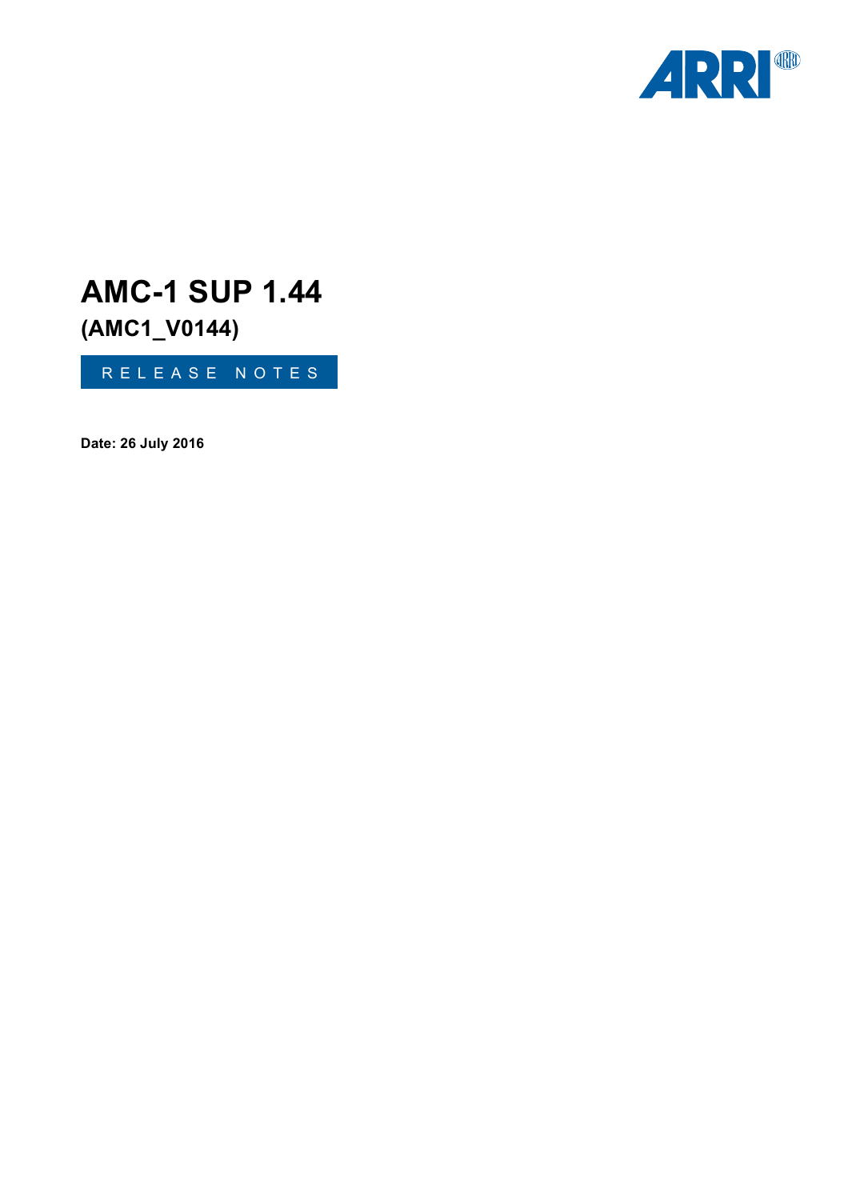# AMC-1 SUP 1.44

## (AMC1_V0144)

RELEASE NOTES

**Date: 26 July 2016**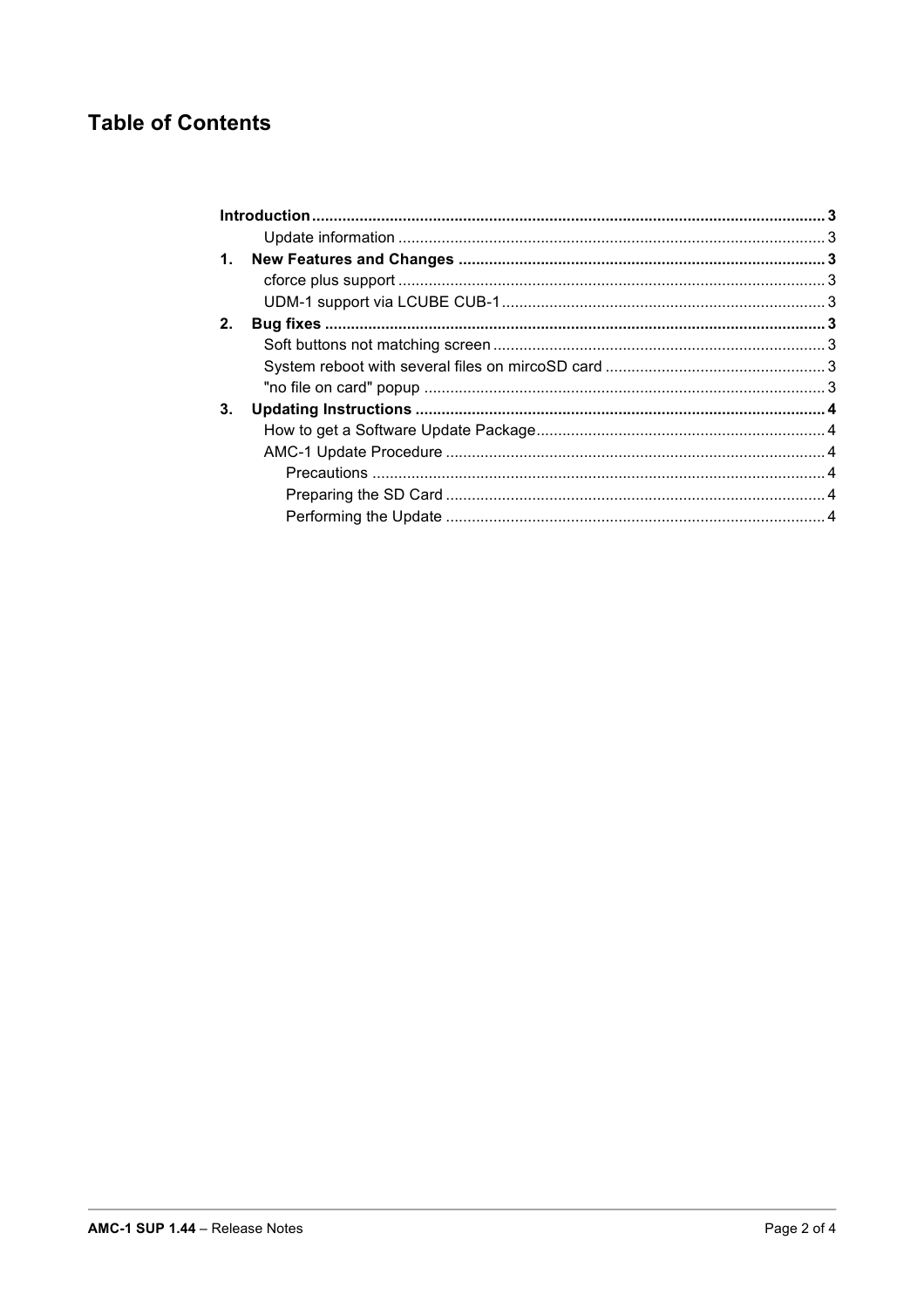## Table of Contents

| | |
|---|---|
| **Introduction** | **3** |
| Update information | 3 |
| **1. New Features and Changes** | **3** |
| cforce plus support | 3 |
| UDM-1 support via LCUBE CUB-1 | 3 |
| **2. Bug fixes** | **3** |
| Soft buttons not matching screen | 3 |
| System reboot with several files on mircoSD card | 3 |
| "no file on card" popup | 3 |
| **3. Updating Instructions** | **4** |
| How to get a Software Update Package | 4 |
| AMC-1 Update Procedure | 4 |
| Precautions | 4 |
| Preparing the SD Card | 4 |
| Performing the Update | 4 |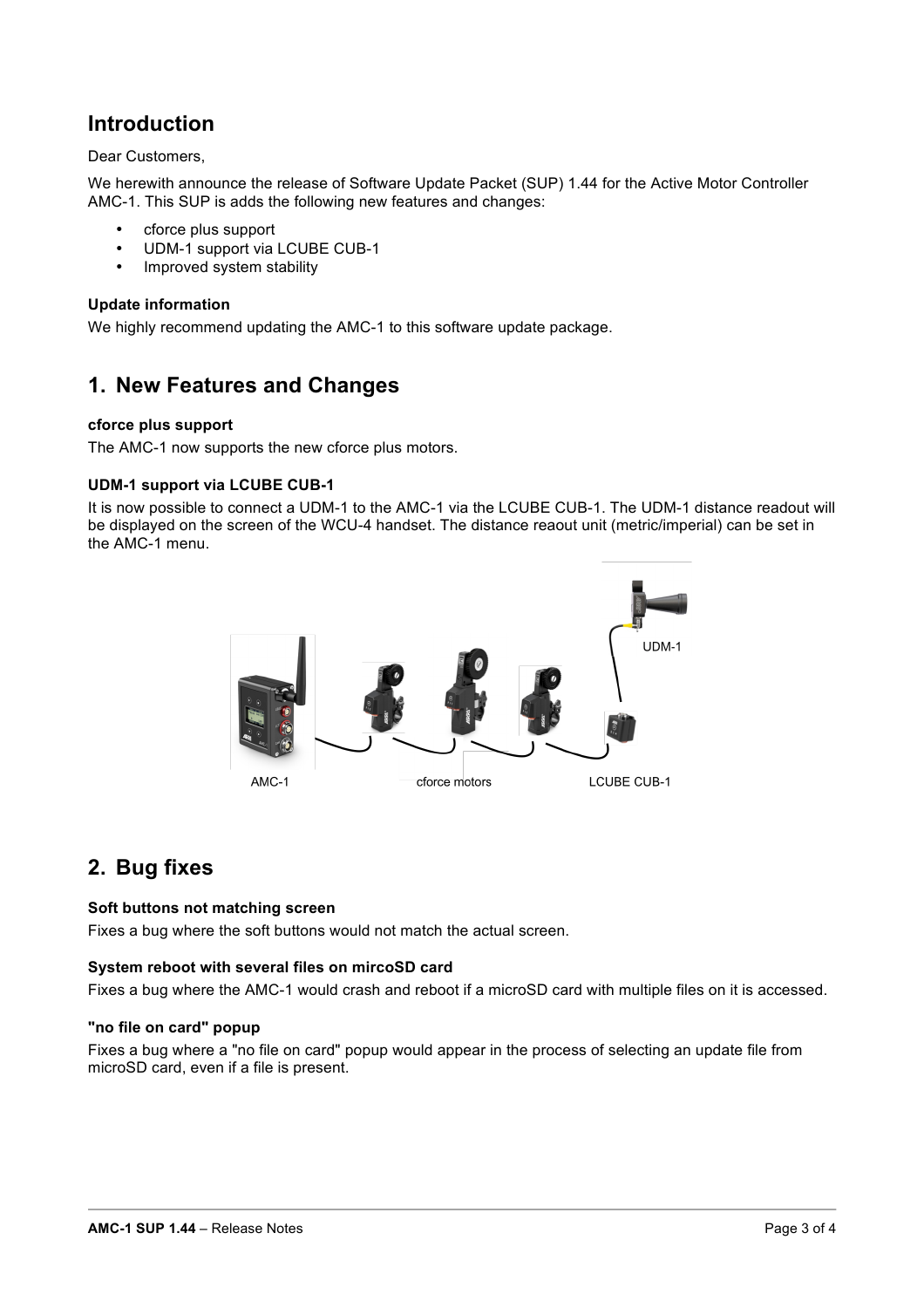## Introduction

Dear Customers,

We herewith announce the release of Software Update Packet (SUP) 1.44 for the Active Motor Controller AMC-1. This SUP is adds the following new features and changes:

- cforce plus support
- UDM-1 support via LCUBE CUB-1
- Improved system stability

**Update information**

We highly recommend updating the AMC-1 to this software update package.

## 1. New Features and Changes

**cforce plus support**

The AMC-1 now supports the new cforce plus motors.

**UDM-1 support via LCUBE CUB-1**

It is now possible to connect a UDM-1 to the AMC-1 via the LCUBE CUB-1. The UDM-1 distance readout will be displayed on the screen of the WCU-4 handset. The distance reaout unit (metric/imperial) can be set in the AMC-1 menu.

UDM-1

AMC-1 cforce motors LCUBE CUB-1

## 2. Bug fixes

**Soft buttons not matching screen**

Fixes a bug where the soft buttons would not match the actual screen.

**System reboot with several files on mircoSD card**

Fixes a bug where the AMC-1 would crash and reboot if a microSD card with multiple files on it is accessed.

**"no file on card" popup**

Fixes a bug where a "no file on card" popup would appear in the process of selecting an update file from microSD card, even if a file is present.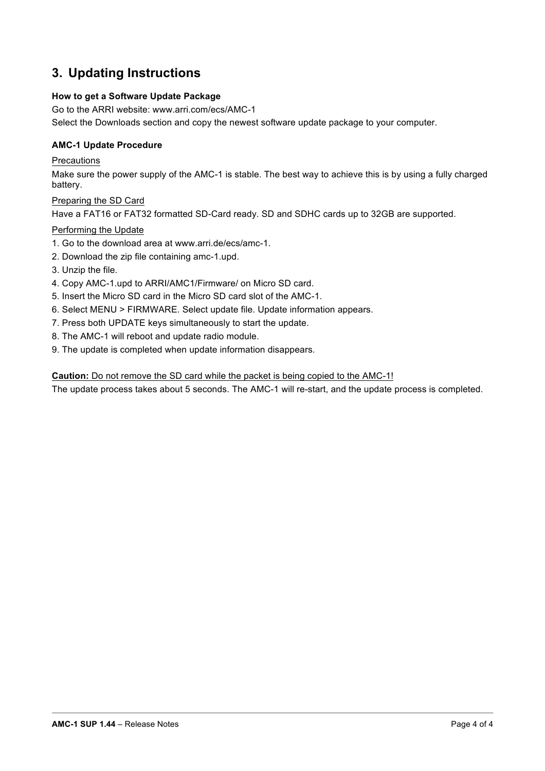## 3. Updating Instructions

**How to get a Software Update Package**

Go to the ARRI website: www.arri.com/ecs/AMC-1

Select the Downloads section and copy the newest software update package to your computer.

**AMC-1 Update Procedure**

<u>Precautions</u>

Make sure the power supply of the AMC-1 is stable. The best way to achieve this is by using a fully charged battery.

<u>Preparing the SD Card</u>

Have a FAT16 or FAT32 formatted SD-Card ready. SD and SDHC cards up to 32GB are supported.

<u>Performing the Update</u>

1. Go to the download area at www.arri.de/ecs/amc-1.
2. Download the zip file containing amc-1.upd.
3. Unzip the file.
4. Copy AMC-1.upd to ARRI/AMC1/Firmware/ on Micro SD card.
5. Insert the Micro SD card in the Micro SD card slot of the AMC-1.
6. Select MENU > FIRMWARE. Select update file. Update information appears.
7. Press both UPDATE keys simultaneously to start the update.
8. The AMC-1 will reboot and update radio module.
9. The update is completed when update information disappears.

**Caution:** <u>Do not remove the SD card while the packet is being copied to the AMC-1!</u>

The update process takes about 5 seconds. The AMC-1 will re-start, and the update process is completed.